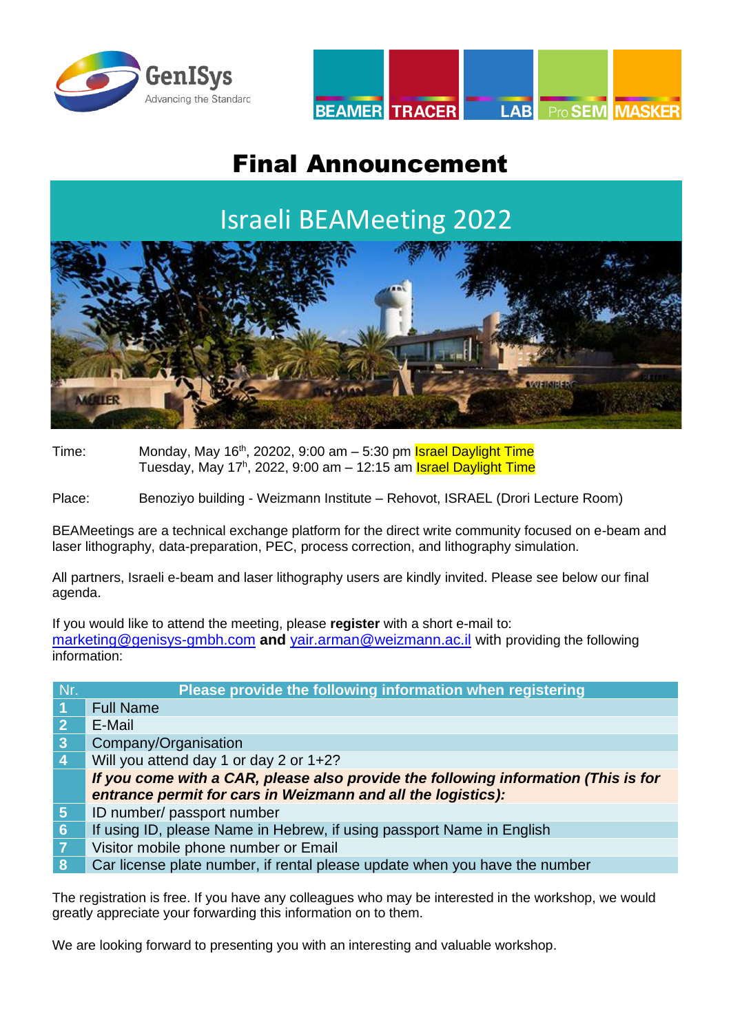# Final Announcement

## Israeli BEAMeeting 2022

Time: Monday, May 16th, 20202, 9:00 am – 5:30 pm Israel Daylight Time
Tuesday, May 17h, 2022, 9:00 am – 12:15 am Israel Daylight Time

Place: Benoziyo building - Weizmann Institute – Rehovot, ISRAEL (Drori Lecture Room)

BEAMeetings are a technical exchange platform for the direct write community focused on e-beam and laser lithography, data-preparation, PEC, process correction, and lithography simulation.

All partners, Israeli e-beam and laser lithography users are kindly invited. Please see below our final agenda.

If you would like to attend the meeting, please **register** with a short e-mail to: marketing@genisys-gmbh.com **and** yair.arman@weizmann.ac.il with providing the following information:

| Nr. | Please provide the following information when registering |
|---|---|
| 1 | Full Name |
| 2 | E-Mail |
| 3 | Company/Organisation |
| 4 | Will you attend day 1 or day 2 or 1+2? |
| | ***If you come with a CAR, please also provide the following information (This is for entrance permit for cars in Weizmann and all the logistics):*** |
| 5 | ID number/ passport number |
| 6 | If using ID, please Name in Hebrew, if using passport Name in English |
| 7 | Visitor mobile phone number or Email |
| 8 | Car license plate number, if rental please update when you have the number |

The registration is free. If you have any colleagues who may be interested in the workshop, we would greatly appreciate your forwarding this information on to them.

We are looking forward to presenting you with an interesting and valuable workshop.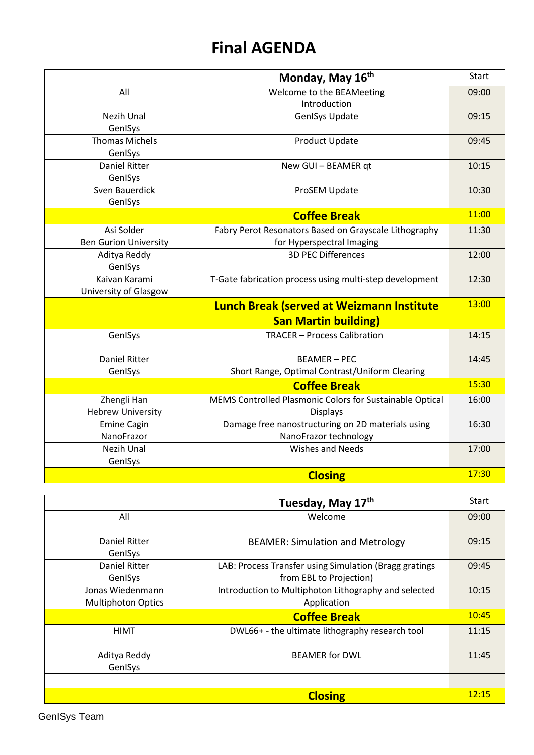# Final AGENDA

| | Monday, May 16th | Start |
|---|---|---|
| All | Welcome to the BEAMeeting Introduction | 09:00 |
| Nezih Unal GenISys | GenISys Update | 09:15 |
| Thomas Michels GenISys | Product Update | 09:45 |
| Daniel Ritter GenISys | New GUI – BEAMER qt | 10:15 |
| Sven Bauerdick GenISys | ProSEM Update | 10:30 |
| | **Coffee Break** | 11:00 |
| Asi Solder Ben Gurion University | Fabry Perot Resonators Based on Grayscale Lithography for Hyperspectral Imaging | 11:30 |
| Aditya Reddy GenISys | 3D PEC Differences | 12:00 |
| Kaivan Karami University of Glasgow | T-Gate fabrication process using multi-step development | 12:30 |
| | **Lunch Break (served at Weizmann Institute San Martin building)** | 13:00 |
| GenISys | TRACER – Process Calibration | 14:15 |
| Daniel Ritter GenISys | BEAMER – PEC Short Range, Optimal Contrast/Uniform Clearing | 14:45 |
| | **Coffee Break** | 15:30 |
| Zhengli Han Hebrew University | MEMS Controlled Plasmonic Colors for Sustainable Optical Displays | 16:00 |
| Emine Cagin NanoFrazor | Damage free nanostructuring on 2D materials using NanoFrazor technology | 16:30 |
| Nezih Unal GenISys | Wishes and Needs | 17:00 |
| | **Closing** | 17:30 |

| | Tuesday, May 17th | Start |
|---|---|---|
| All | Welcome | 09:00 |
| Daniel Ritter GenISys | BEAMER: Simulation and Metrology | 09:15 |
| Daniel Ritter GenISys | LAB: Process Transfer using Simulation (Bragg gratings from EBL to Projection) | 09:45 |
| Jonas Wiedenmann Multiphoton Optics | Introduction to Multiphoton Lithography and selected Application | 10:15 |
| | **Coffee Break** | 10:45 |
| HIMT | DWL66+ - the ultimate lithography research tool | 11:15 |
| Aditya Reddy GenISys | BEAMER for DWL | 11:45 |
| | | |
| | **Closing** | 12:15 |

GenISys Team